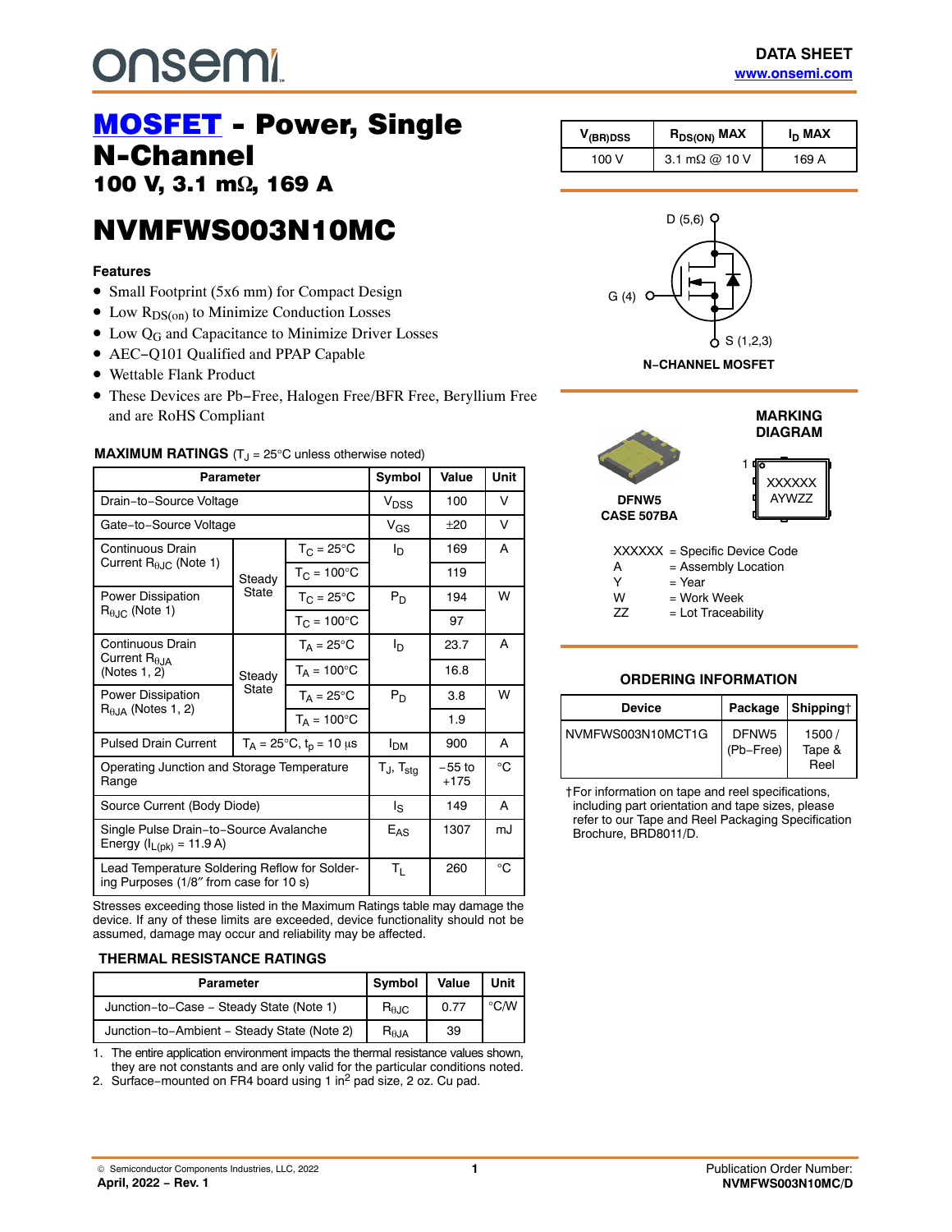DATA SHEET
www.onsemi.com

# MOSFET - Power, Single N-Channel

## 100 V, 3.1 mΩ, 169 A

# NVMFWS003N10MC

| $V_{(BR)DSS}$ | $R_{DS(ON)}$ MAX | $I_D$ MAX |
|---|---|---|
| 100 V | 3.1 mΩ @ 10 V | 169 A |

D (5,6)

G (4)

S (1,2,3)

**N−CHANNEL MOSFET**

### Features

- Small Footprint (5x6 mm) for Compact Design
- Low $R_{DS(on)}$ to Minimize Conduction Losses
- Low $Q_G$ and Capacitance to Minimize Driver Losses
- AEC−Q101 Qualified and PPAP Capable
- Wettable Flank Product
- These Devices are Pb−Free, Halogen Free/BFR Free, Beryllium Free and are RoHS Compliant

**MAXIMUM RATINGS** ($T_J$ = 25°C unless otherwise noted)

| Parameter | | | Symbol | Value | Unit |
|---|---|---|---|---|---|
| Drain−to−Source Voltage | | | $V_{DSS}$ | 100 | V |
| Gate−to−Source Voltage | | | $V_{GS}$ | ±20 | V |
| Continuous Drain Current $R_{\theta JC}$ (Note 1) | Steady State | $T_C$ = 25°C | $I_D$ | 169 | A |
| | | $T_C$ = 100°C | | 119 | |
| Power Dissipation $R_{\theta JC}$ (Note 1) | | $T_C$ = 25°C | $P_D$ | 194 | W |
| | | $T_C$ = 100°C | | 97 | |
| Continuous Drain Current $R_{\theta JA}$ (Notes 1, 2) | Steady State | $T_A$ = 25°C | $I_D$ | 23.7 | A |
| | | $T_A$ = 100°C | | 16.8 | |
| Power Dissipation $R_{\theta JA}$ (Notes 1, 2) | | $T_A$ = 25°C | $P_D$ | 3.8 | W |
| | | $T_A$ = 100°C | | 1.9 | |
| Pulsed Drain Current | $T_A$ = 25°C, $t_p$ = 10 μs | | $I_{DM}$ | 900 | A |
| Operating Junction and Storage Temperature Range | | | $T_J$, $T_{stg}$ | −55 to +175 | °C |
| Source Current (Body Diode) | | | $I_S$ | 149 | A |
| Single Pulse Drain−to−Source Avalanche Energy ($I_{L(pk)}$ = 11.9 A) | | | $E_{AS}$ | 1307 | mJ |
| Lead Temperature Soldering Reflow for Soldering Purposes (1/8″ from case for 10 s) | | | $T_L$ | 260 | °C |

Stresses exceeding those listed in the Maximum Ratings table may damage the device. If any of these limits are exceeded, device functionality should not be assumed, damage may occur and reliability may be affected.

### THERMAL RESISTANCE RATINGS

| Parameter | Symbol | Value | Unit |
|---|---|---|---|
| Junction−to−Case − Steady State (Note 1) | $R_{\theta JC}$ | 0.77 | °C/W |
| Junction−to−Ambient − Steady State (Note 2) | $R_{\theta JA}$ | 39 | |

1. The entire application environment impacts the thermal resistance values shown, they are not constants and are only valid for the particular conditions noted.
2. Surface−mounted on FR4 board using 1 in² pad size, 2 oz. Cu pad.

**DFNW5**
**CASE 507BA**

### MARKING DIAGRAM

1
XXXXXX
AYWZZ

XXXXXX = Specific Device Code
A = Assembly Location
Y = Year
W = Work Week
ZZ = Lot Traceability

### ORDERING INFORMATION

| Device | Package | Shipping† |
|---|---|---|
| NVMFWS003N10MCT1G | DFNW5 (Pb−Free) | 1500 / Tape & Reel |

†For information on tape and reel specifications, including part orientation and tape sizes, please refer to our Tape and Reel Packaging Specification Brochure, BRD8011/D.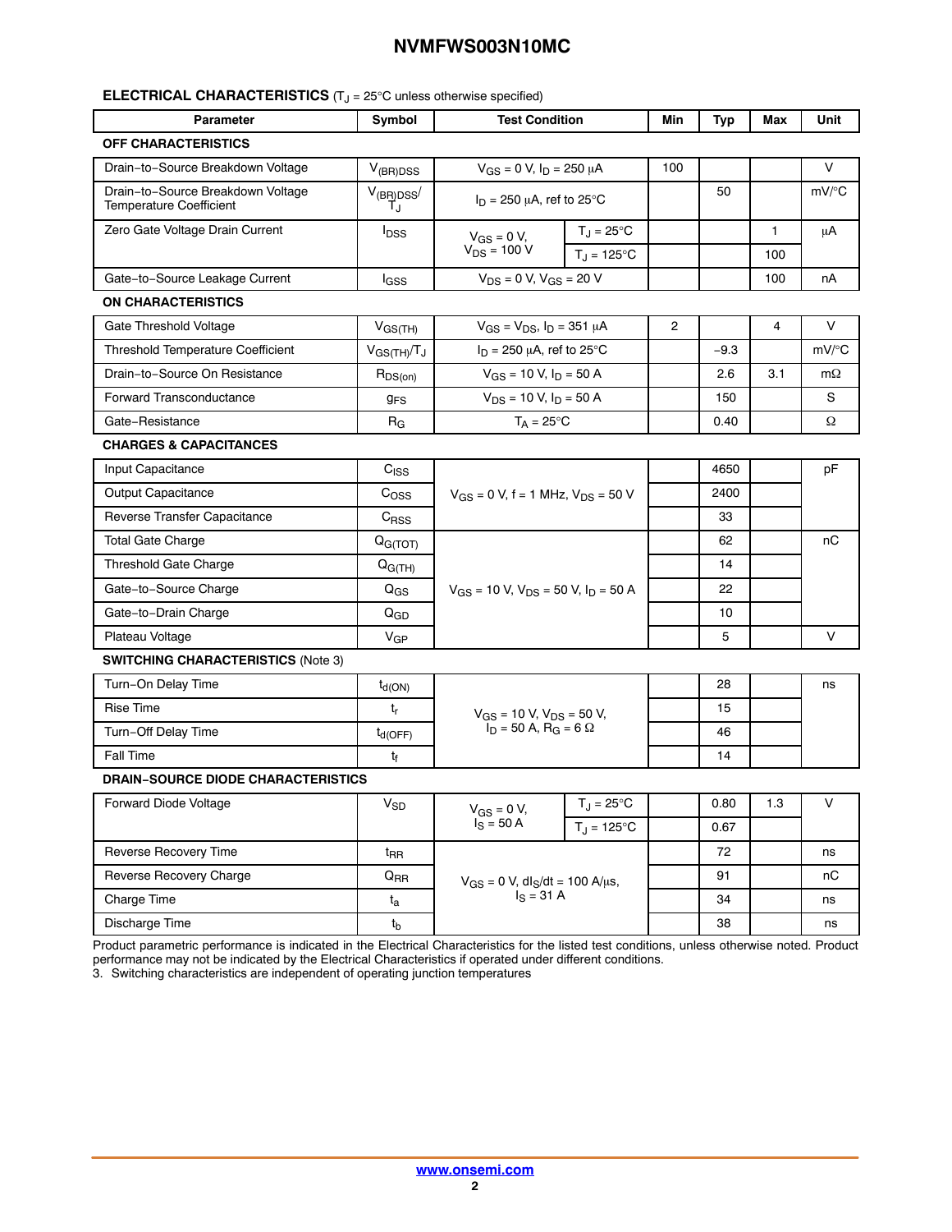## ELECTRICAL CHARACTERISTICS ($T_J$ = 25°C unless otherwise specified)

| Parameter | Symbol | Test Condition | | Min | Typ | Max | Unit |
|---|---|---|---|---|---|---|---|
| **OFF CHARACTERISTICS** | | | | | | | |
| Drain−to−Source Breakdown Voltage | $V_{(BR)DSS}$ | $V_{GS}$ = 0 V, $I_D$ = 250 µA | | 100 | | | V |
| Drain−to−Source Breakdown Voltage Temperature Coefficient | $V_{(BR)DSS}/T_J$ | $I_D$ = 250 µA, ref to 25°C | | | 50 | | mV/°C |
| Zero Gate Voltage Drain Current | $I_{DSS}$ | $V_{GS}$ = 0 V, $V_{DS}$ = 100 V | $T_J$ = 25°C | | | 1 | µA |
| | | | $T_J$ = 125°C | | | 100 | |
| Gate−to−Source Leakage Current | $I_{GSS}$ | $V_{DS}$ = 0 V, $V_{GS}$ = 20 V | | | | 100 | nA |
| **ON CHARACTERISTICS** | | | | | | | |
| Gate Threshold Voltage | $V_{GS(TH)}$ | $V_{GS}$ = $V_{DS}$, $I_D$ = 351 µA | | 2 | | 4 | V |
| Threshold Temperature Coefficient | $V_{GS(TH)}/T_J$ | $I_D$ = 250 µA, ref to 25°C | | | −9.3 | | mV/°C |
| Drain−to−Source On Resistance | $R_{DS(on)}$ | $V_{GS}$ = 10 V, $I_D$ = 50 A | | | 2.6 | 3.1 | mΩ |
| Forward Transconductance | $g_{FS}$ | $V_{DS}$ = 10 V, $I_D$ = 50 A | | | 150 | | S |
| Gate−Resistance | $R_G$ | $T_A$ = 25°C | | | 0.40 | | Ω |
| **CHARGES & CAPACITANCES** | | | | | | | |
| Input Capacitance | $C_{ISS}$ | $V_{GS}$ = 0 V, f = 1 MHz, $V_{DS}$ = 50 V | | | 4650 | | pF |
| Output Capacitance | $C_{OSS}$ | | | | 2400 | | |
| Reverse Transfer Capacitance | $C_{RSS}$ | | | | 33 | | |
| Total Gate Charge | $Q_{G(TOT)}$ | $V_{GS}$ = 10 V, $V_{DS}$ = 50 V, $I_D$ = 50 A | | | 62 | | nC |
| Threshold Gate Charge | $Q_{G(TH)}$ | | | | 14 | | |
| Gate−to−Source Charge | $Q_{GS}$ | | | | 22 | | |
| Gate−to−Drain Charge | $Q_{GD}$ | | | | 10 | | |
| Plateau Voltage | $V_{GP}$ | | | | 5 | | V |
| **SWITCHING CHARACTERISTICS** (Note 3) | | | | | | | |
| Turn−On Delay Time | $t_{d(ON)}$ | $V_{GS}$ = 10 V, $V_{DS}$ = 50 V, $I_D$ = 50 A, $R_G$ = 6 Ω | | | 28 | | ns |
| Rise Time | $t_r$ | | | | 15 | | |
| Turn−Off Delay Time | $t_{d(OFF)}$ | | | | 46 | | |
| Fall Time | $t_f$ | | | | 14 | | |
| **DRAIN−SOURCE DIODE CHARACTERISTICS** | | | | | | | |
| Forward Diode Voltage | $V_{SD}$ | $V_{GS}$ = 0 V, $I_S$ = 50 A | $T_J$ = 25°C | | 0.80 | 1.3 | V |
| | | | $T_J$ = 125°C | | 0.67 | | |
| Reverse Recovery Time | $t_{RR}$ | $V_{GS}$ = 0 V, $dI_S/dt$ = 100 A/µs, $I_S$ = 31 A | | | 72 | | ns |
| Reverse Recovery Charge | $Q_{RR}$ | | | | 91 | | nC |
| Charge Time | $t_a$ | | | | 34 | | ns |
| Discharge Time | $t_b$ | | | | 38 | | ns |

Product parametric performance is indicated in the Electrical Characteristics for the listed test conditions, unless otherwise noted. Product performance may not be indicated by the Electrical Characteristics if operated under different conditions.

3. Switching characteristics are independent of operating junction temperatures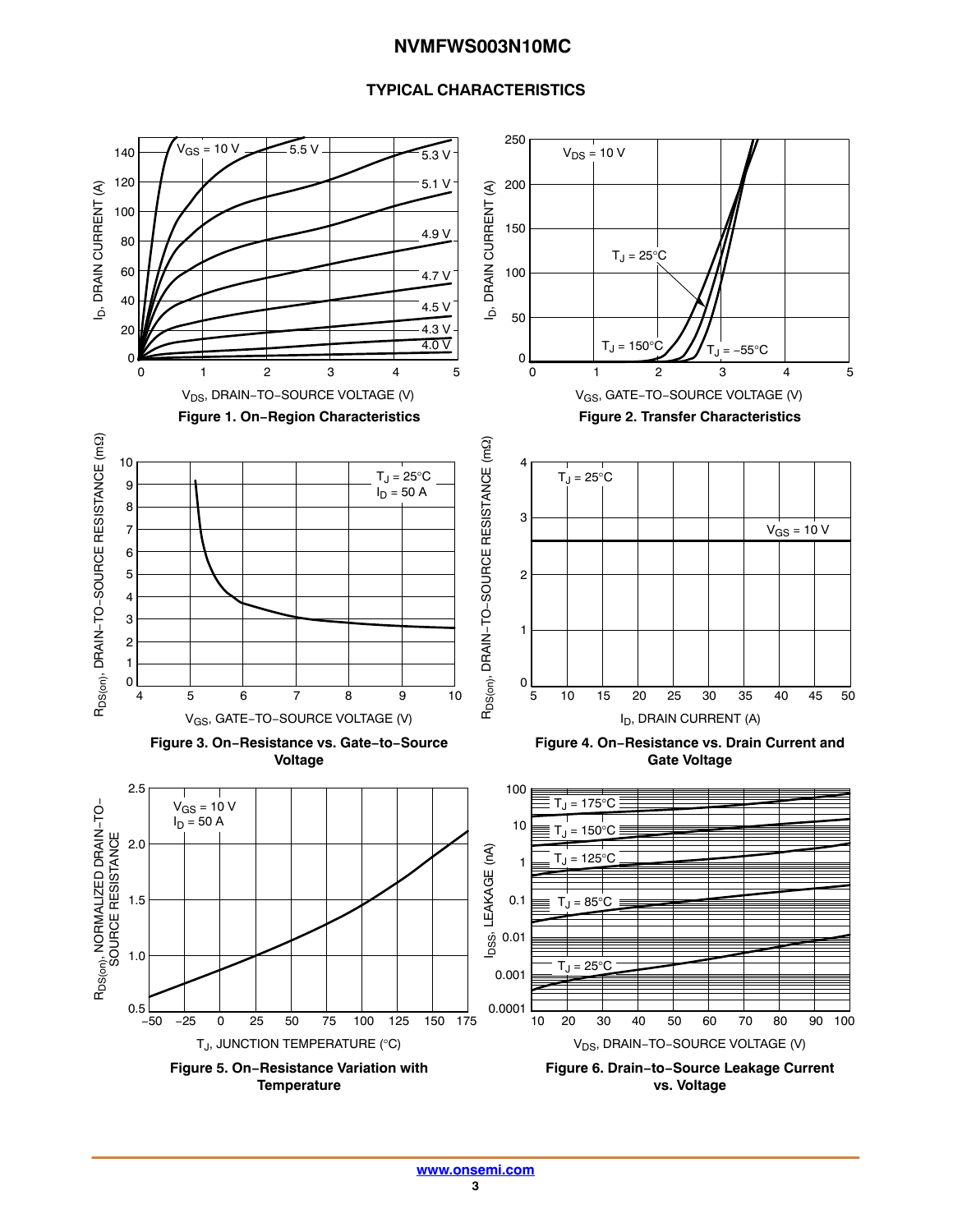## TYPICAL CHARACTERISTICS

Figure 1. On−Region Characteristics

Figure 2. Transfer Characteristics

Figure 3. On−Resistance vs. Gate−to−Source Voltage

Figure 4. On−Resistance vs. Drain Current and Gate Voltage

Figure 5. On−Resistance Variation with Temperature

Figure 6. Drain−to−Source Leakage Current vs. Voltage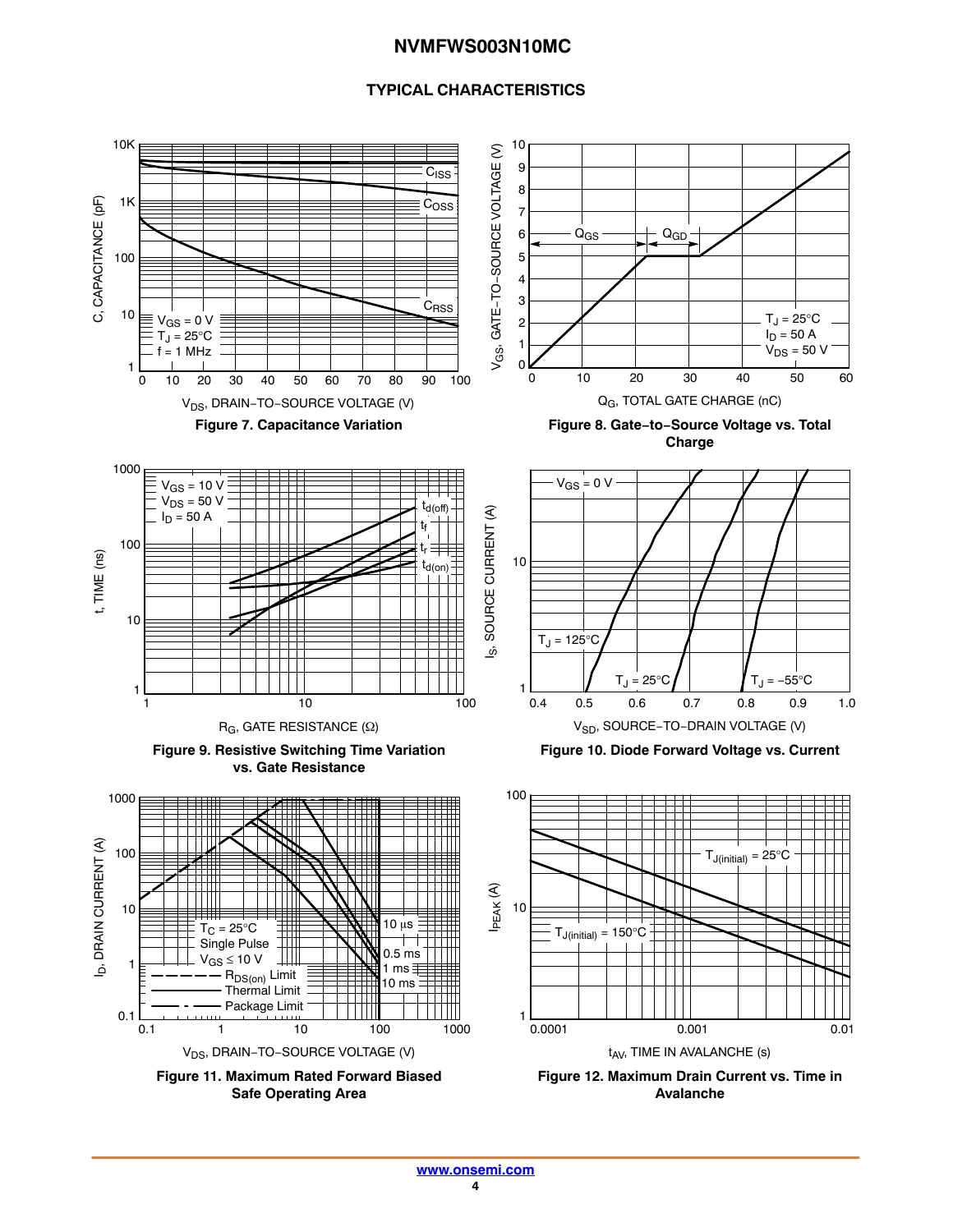## TYPICAL CHARACTERISTICS

**Figure 7. Capacitance Variation**

**Figure 8. Gate−to−Source Voltage vs. Total Charge**

**Figure 9. Resistive Switching Time Variation vs. Gate Resistance**

**Figure 10. Diode Forward Voltage vs. Current**

**Figure 11. Maximum Rated Forward Biased Safe Operating Area**

**Figure 12. Maximum Drain Current vs. Time in Avalanche**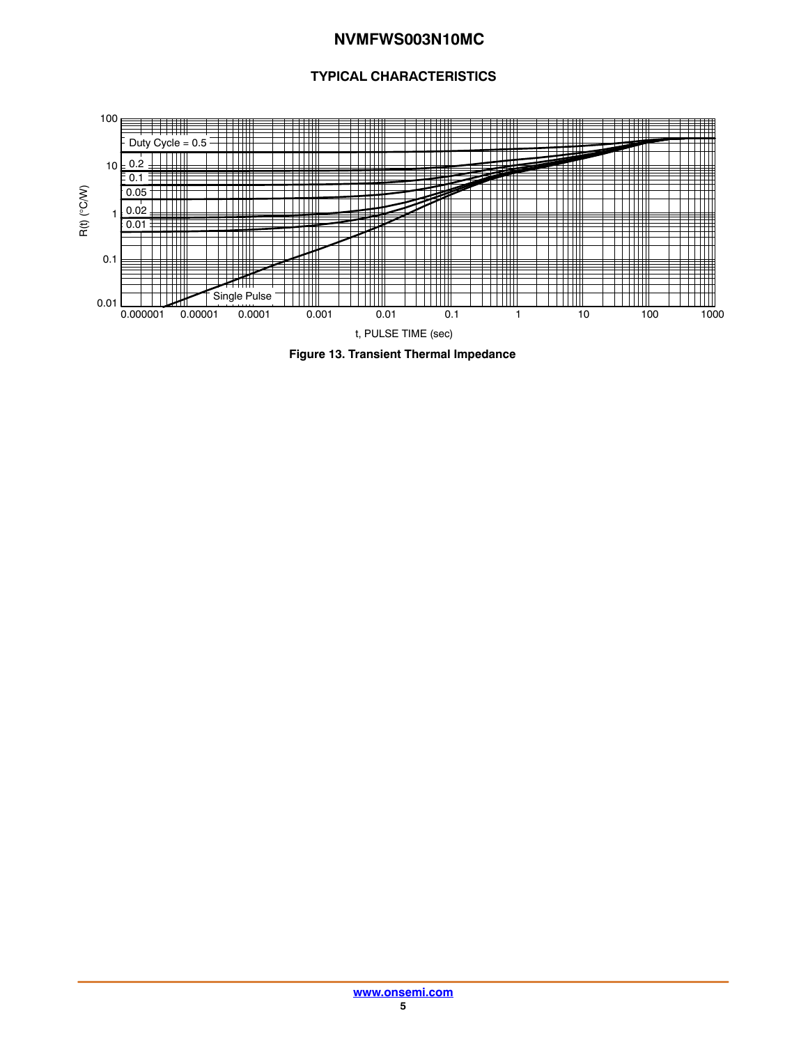## TYPICAL CHARACTERISTICS

**Figure 13. Transient Thermal Impedance**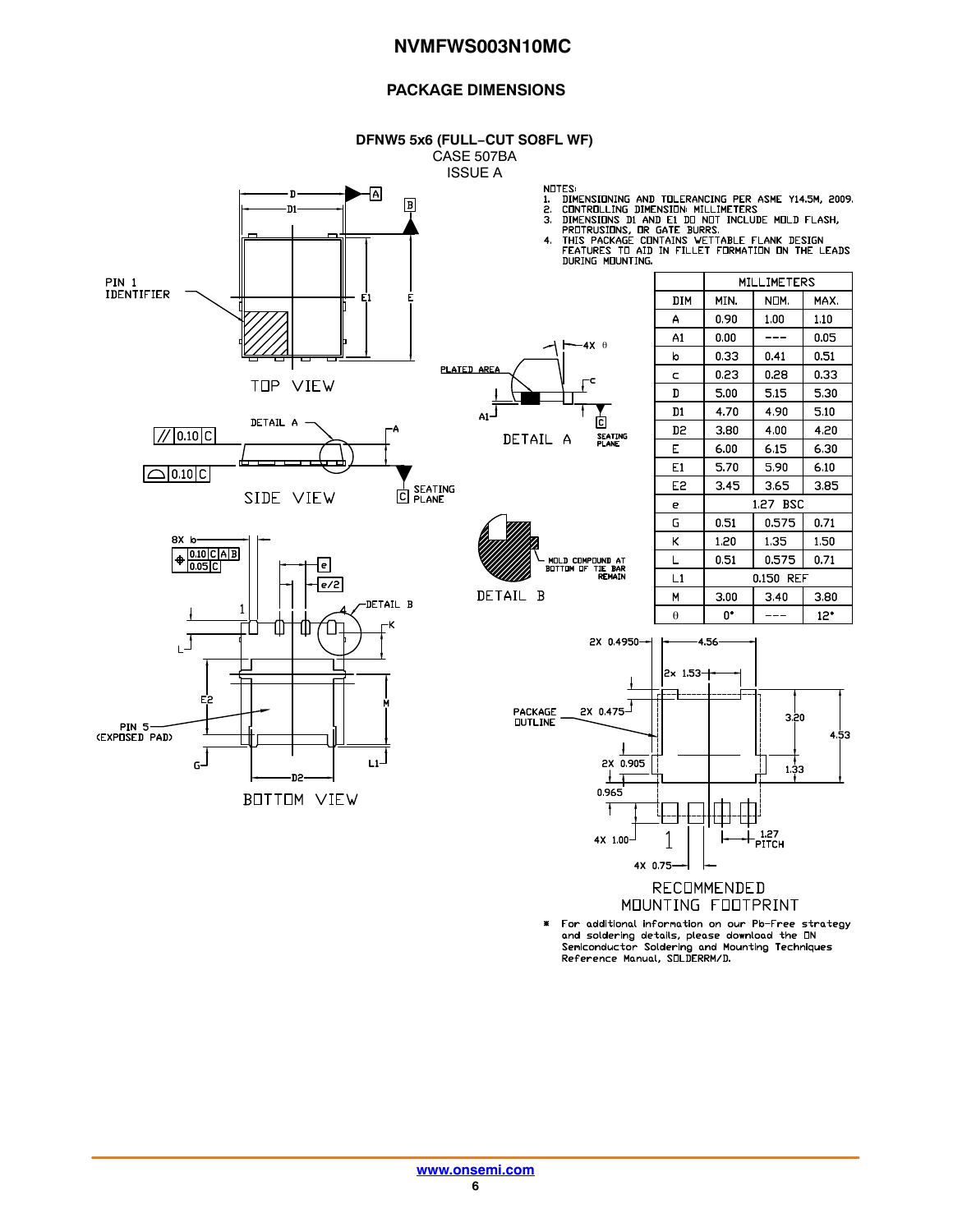## PACKAGE DIMENSIONS

**DFNW5 5x6 (FULL−CUT SO8FL WF)**
CASE 507BA
ISSUE A

NOTES:
1. DIMENSIONING AND TOLERANCING PER ASME Y14.5M, 2009.
2. CONTROLLING DIMENSION: MILLIMETERS
3. DIMENSIONS D1 AND E1 DO NOT INCLUDE MOLD FLASH, PROTRUSIONS, OR GATE BURRS.
4. THIS PACKAGE CONTAINS WETTABLE FLANK DESIGN FEATURES TO AID IN FILLET FORMATION ON THE LEADS DURING MOUNTING.

| DIM | MILLIMETERS MIN. | NOM. | MAX. |
|---|---|---|---|
| A | 0.90 | 1.00 | 1.10 |
| A1 | 0.00 | --- | 0.05 |
| b | 0.33 | 0.41 | 0.51 |
| c | 0.23 | 0.28 | 0.33 |
| D | 5.00 | 5.15 | 5.30 |
| D1 | 4.70 | 4.90 | 5.10 |
| D2 | 3.80 | 4.00 | 4.20 |
| E | 6.00 | 6.15 | 6.30 |
| E1 | 5.70 | 5.90 | 6.10 |
| E2 | 3.45 | 3.65 | 3.85 |
| e | | 1.27 BSC | |
| G | 0.51 | 0.575 | 0.71 |
| K | 1.20 | 1.35 | 1.50 |
| L | 0.51 | 0.575 | 0.71 |
| L1 | | 0.150 REF | |
| M | 3.00 | 3.40 | 3.80 |
| θ | 0° | --- | 12° |

TOP VIEW

PIN 1 IDENTIFIER

SIDE VIEW

DETAIL A

SEATING PLANE

PLATED AREA

DETAIL B

MOLD COMPOUND AT BOTTOM OF TIE BAR REMAIN

BOTTOM VIEW

PIN 5 (EXPOSED PAD)

RECOMMENDED MOUNTING FOOTPRINT

PACKAGE OUTLINE

2X 0.4950, 4.56, 2x 1.53, 2X 0.475, 3.20, 4.53, 2X 0.905, 1.33, 0.965, 4X 1.00, 1.27 PITCH, 4X 0.75

\* For additional information on our Pb−Free strategy and soldering details, please download the ON Semiconductor Soldering and Mounting Techniques Reference Manual, SOLDERRM/D.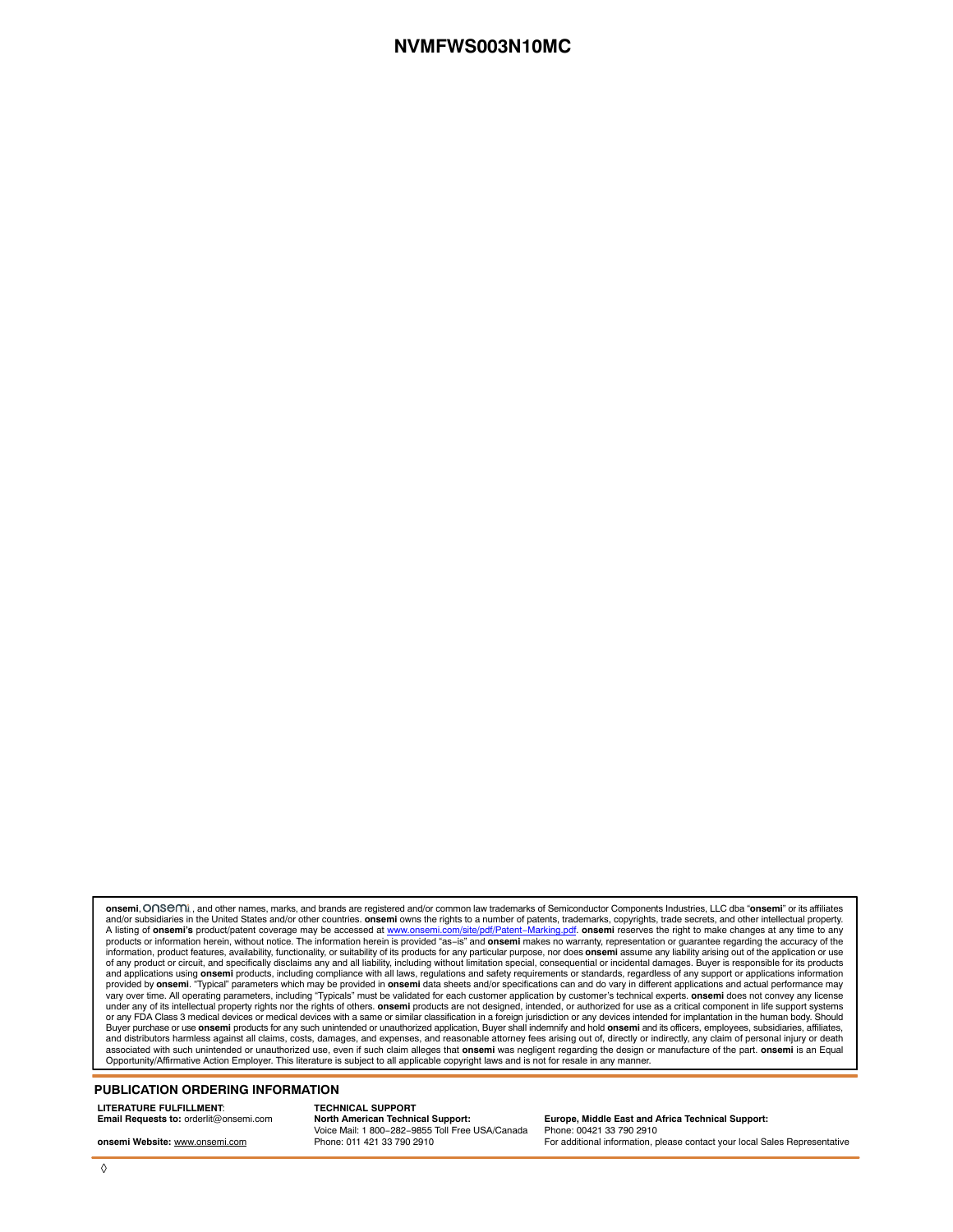**onsemi**, onsemi, and other names, marks, and brands are registered and/or common law trademarks of Semiconductor Components Industries, LLC dba "**onsemi**" or its affiliates and/or subsidiaries in the United States and/or other countries. **onsemi** owns the rights to a number of patents, trademarks, copyrights, trade secrets, and other intellectual property. A listing of **onsemi's** product/patent coverage may be accessed at www.onsemi.com/site/pdf/Patent−Marking.pdf. **onsemi** reserves the right to make changes at any time to any products or information herein, without notice. The information herein is provided "as−is" and **onsemi** makes no warranty, representation or guarantee regarding the accuracy of the information, product features, availability, functionality, or suitability of its products for any particular purpose, nor does **onsemi** assume any liability arising out of the application or use of any product or circuit, and specifically disclaims any and all liability, including without limitation special, consequential or incidental damages. Buyer is responsible for its products and applications using **onsemi** products, including compliance with all laws, regulations and safety requirements or standards, regardless of any support or applications information provided by **onsemi**. "Typical" parameters which may be provided in **onsemi** data sheets and/or specifications can and do vary in different applications and actual performance may vary over time. All operating parameters, including "Typicals" must be validated for each customer application by customer's technical experts. **onsemi** does not convey any license under any of its intellectual property rights nor the rights of others. **onsemi** products are not designed, intended, or authorized for use as a critical component in life support systems or any FDA Class 3 medical devices or medical devices with a same or similar classification in a foreign jurisdiction or any devices intended for implantation in the human body. Should Buyer purchase or use **onsemi** products for any such unintended or unauthorized application, Buyer shall indemnify and hold **onsemi** and its officers, employees, subsidiaries, affiliates, and distributors harmless against all claims, costs, damages, and expenses, and reasonable attorney fees arising out of, directly or indirectly, any claim of personal injury or death associated with such unintended or unauthorized use, even if such claim alleges that **onsemi** was negligent regarding the design or manufacture of the part. **onsemi** is an Equal Opportunity/Affirmative Action Employer. This literature is subject to all applicable copyright laws and is not for resale in any manner.

## PUBLICATION ORDERING INFORMATION

**LITERATURE FULFILLMENT**:
**Email Requests to:** orderlit@onsemi.com

**onsemi Website:** www.onsemi.com

**TECHNICAL SUPPORT**
**North American Technical Support:**
Voice Mail: 1 800−282−9855 Toll Free USA/Canada
Phone: 011 421 33 790 2910

**Europe, Middle East and Africa Technical Support:**
Phone: 00421 33 790 2910
For additional information, please contact your local Sales Representative

◊